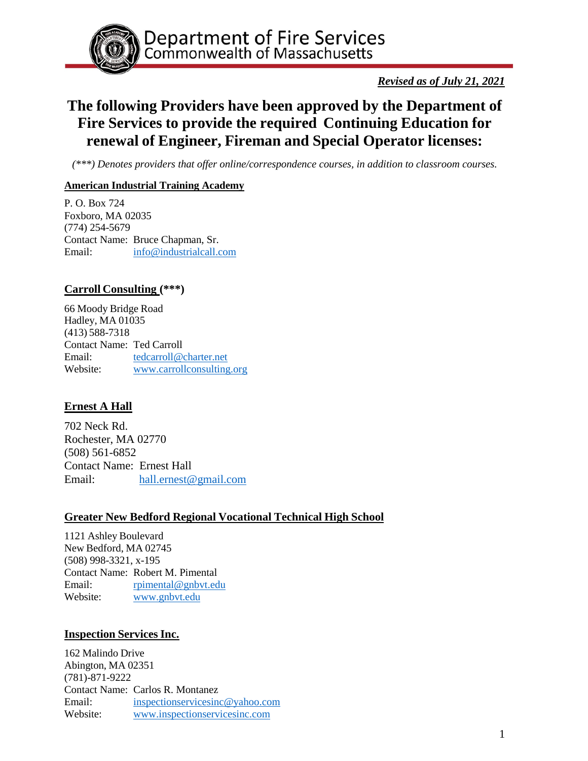Department of Fire Services
Commonwealth of Massachusetts

***Revised as of July 21, 2021***

# The following Providers have been approved by the Department of Fire Services to provide the required Continuing Education for renewal of Engineer, Fireman and Special Operator licenses:

*(***) Denotes providers that offer online/correspondence courses, in addition to classroom courses.*

**American Industrial Training Academy**

P. O. Box 724
Foxboro, MA 02035
(774) 254-5679
Contact Name: Bruce Chapman, Sr.
Email: info@industrialcall.com

**Carroll Consulting (***)**

66 Moody Bridge Road
Hadley, MA 01035
(413) 588-7318
Contact Name: Ted Carroll
Email: tedcarroll@charter.net
Website: www.carrollconsulting.org

**Ernest A Hall**

702 Neck Rd.
Rochester, MA 02770
(508) 561-6852
Contact Name: Ernest Hall
Email: hall.ernest@gmail.com

**Greater New Bedford Regional Vocational Technical High School**

1121 Ashley Boulevard
New Bedford, MA 02745
(508) 998-3321, x-195
Contact Name: Robert M. Pimental
Email: rpimental@gnbvt.edu
Website: www.gnbvt.edu

**Inspection Services Inc.**

162 Malindo Drive
Abington, MA 02351
(781)-871-9222
Contact Name: Carlos R. Montanez
Email: inspectionservicesinc@yahoo.com
Website: www.inspectionservicesinc.com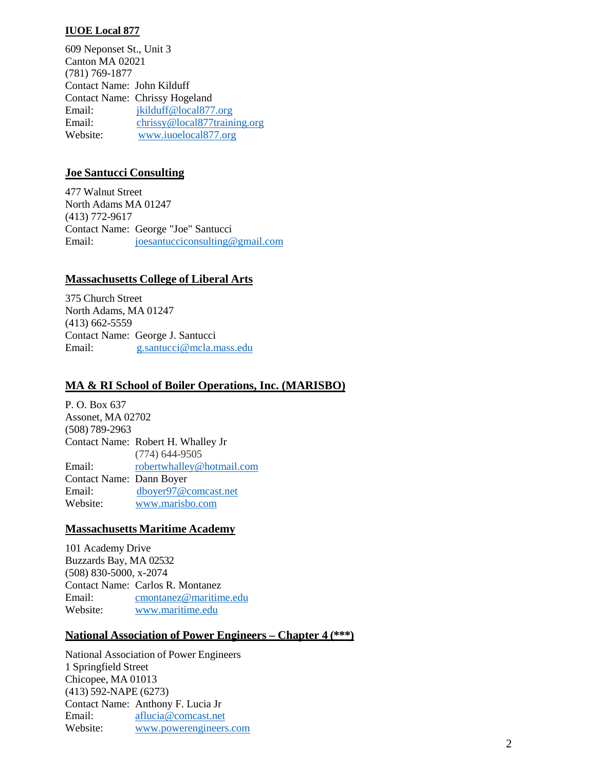**IUOE Local 877**

609 Neponset St., Unit 3
Canton MA 02021
(781) 769-1877
Contact Name: John Kilduff
Contact Name: Chrissy Hogeland
Email: jkilduff@local877.org
Email: chrissy@local877training.org
Website: www.iuoelocal877.org

**Joe Santucci Consulting**

477 Walnut Street
North Adams MA 01247
(413) 772-9617
Contact Name: George "Joe" Santucci
Email: joesantucciconsulting@gmail.com

**Massachusetts College of Liberal Arts**

375 Church Street
North Adams, MA 01247
(413) 662-5559
Contact Name: George J. Santucci
Email: g.santucci@mcla.mass.edu

**MA & RI School of Boiler Operations, Inc. (MARISBO)**

P. O. Box 637
Assonet, MA 02702
(508) 789-2963
Contact Name: Robert H. Whalley Jr
(774) 644-9505
Email: robertwhalley@hotmail.com
Contact Name: Dann Boyer
Email: dboyer97@comcast.net
Website: www.marisbo.com

**Massachusetts Maritime Academy**

101 Academy Drive
Buzzards Bay, MA 02532
(508) 830-5000, x-2074
Contact Name: Carlos R. Montanez
Email: cmontanez@maritime.edu
Website: www.maritime.edu

**National Association of Power Engineers – Chapter 4 (***)**

National Association of Power Engineers
1 Springfield Street
Chicopee, MA 01013
(413) 592-NAPE (6273)
Contact Name: Anthony F. Lucia Jr
Email: aflucia@comcast.net
Website: www.powerengineers.com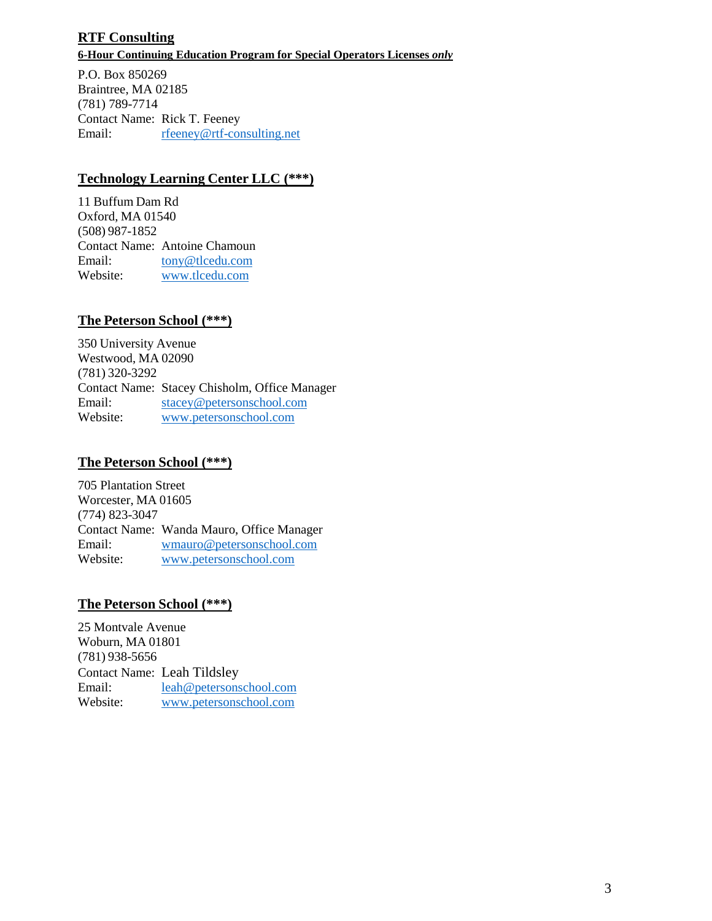**RTF Consulting**

**6-Hour Continuing Education Program for Special Operators Licenses *only***

P.O. Box 850269
Braintree, MA 02185
(781) 789-7714
Contact Name: Rick T. Feeney
Email: rfeeney@rtf-consulting.net

**Technology Learning Center LLC (***)**

11 Buffum Dam Rd
Oxford, MA 01540
(508) 987-1852
Contact Name: Antoine Chamoun
Email: tony@tlcedu.com
Website: www.tlcedu.com

**The Peterson School (***)**

350 University Avenue
Westwood, MA 02090
(781) 320-3292
Contact Name: Stacey Chisholm, Office Manager
Email: stacey@petersonschool.com
Website: www.petersonschool.com

**The Peterson School (***)**

705 Plantation Street
Worcester, MA 01605
(774) 823-3047
Contact Name: Wanda Mauro, Office Manager
Email: wmauro@petersonschool.com
Website: www.petersonschool.com

**The Peterson School (***)**

25 Montvale Avenue
Woburn, MA 01801
(781) 938-5656
Contact Name: Leah Tildsley
Email: leah@petersonschool.com
Website: www.petersonschool.com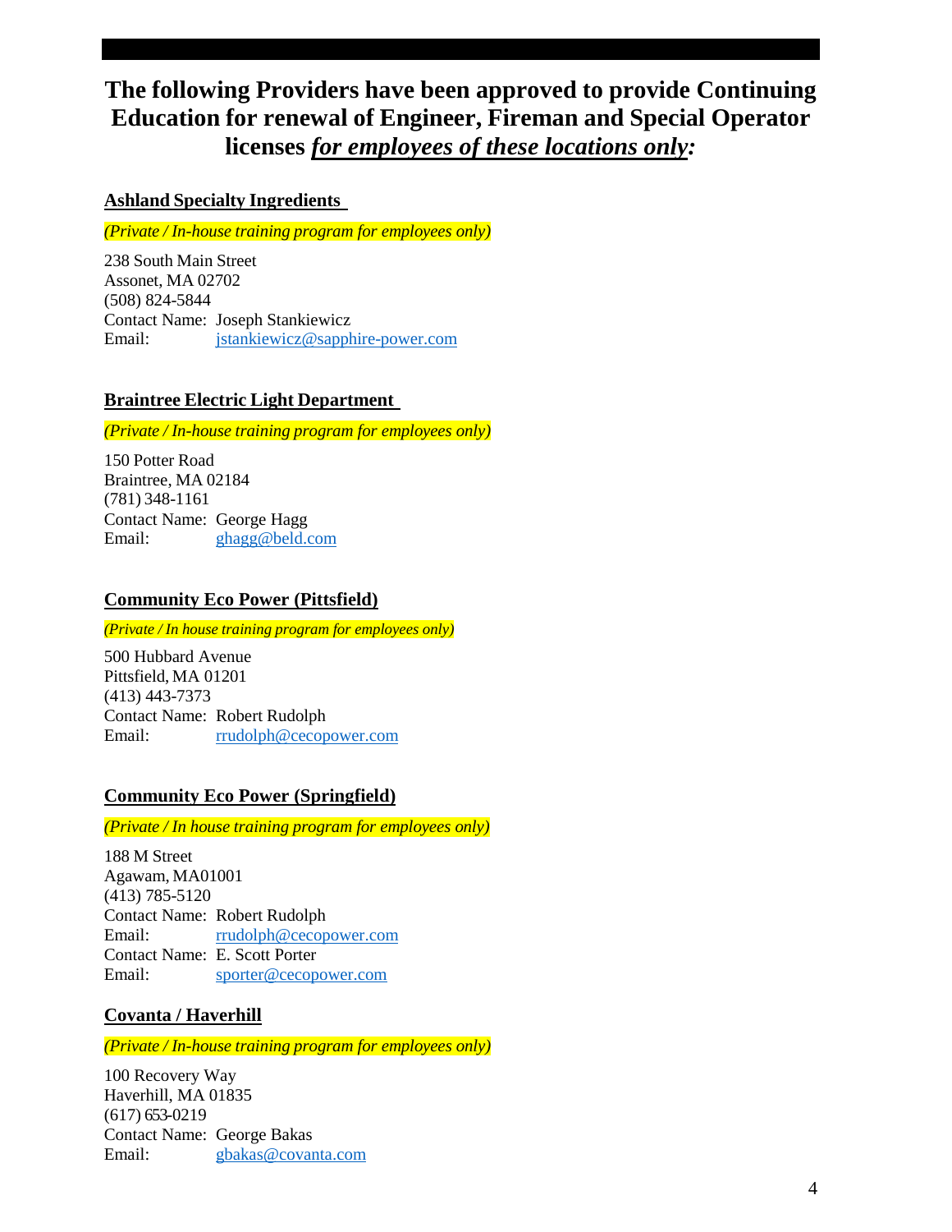# The following Providers have been approved to provide Continuing Education for renewal of Engineer, Fireman and Special Operator licenses ***for employees of these locations only*:**

## Ashland Specialty Ingredients

*(Private / In-house training program for employees only)*

238 South Main Street
Assonet, MA 02702
(508) 824-5844
Contact Name: Joseph Stankiewicz
Email: jstankiewicz@sapphire-power.com

## Braintree Electric Light Department

*(Private / In-house training program for employees only)*

150 Potter Road
Braintree, MA 02184
(781) 348-1161
Contact Name: George Hagg
Email: ghagg@beld.com

## Community Eco Power (Pittsfield)

*(Private / In house training program for employees only)*

500 Hubbard Avenue
Pittsfield, MA 01201
(413) 443-7373
Contact Name: Robert Rudolph
Email: rrudolph@cecopower.com

## Community Eco Power (Springfield)

*(Private / In house training program for employees only)*

188 M Street
Agawam, MA01001
(413) 785-5120
Contact Name: Robert Rudolph
Email: rrudolph@cecopower.com
Contact Name: E. Scott Porter
Email: sporter@cecopower.com

## Covanta / Haverhill

*(Private / In-house training program for employees only)*

100 Recovery Way
Haverhill, MA 01835
(617) 653-0219
Contact Name: George Bakas
Email: gbakas@covanta.com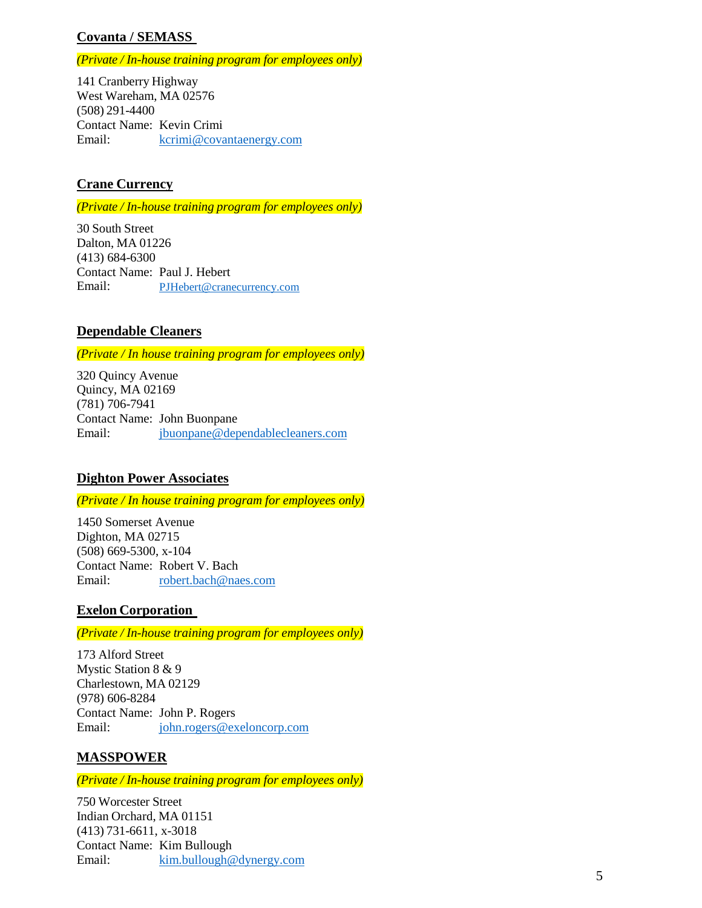**Covanta / SEMASS**

*(Private / In-house training program for employees only)*

141 Cranberry Highway
West Wareham, MA 02576
(508) 291-4400
Contact Name: Kevin Crimi
Email: kcrimi@covantaenergy.com

**Crane Currency**

*(Private / In-house training program for employees only)*

30 South Street
Dalton, MA 01226
(413) 684-6300
Contact Name: Paul J. Hebert
Email: PJHebert@cranecurrency.com

**Dependable Cleaners**

*(Private / In house training program for employees only)*

320 Quincy Avenue
Quincy, MA 02169
(781) 706-7941
Contact Name: John Buonpane
Email: jbuonpane@dependablecleaners.com

**Dighton Power Associates**

*(Private / In house training program for employees only)*

1450 Somerset Avenue
Dighton, MA 02715
(508) 669-5300, x-104
Contact Name: Robert V. Bach
Email: robert.bach@naes.com

**Exelon Corporation**

*(Private / In-house training program for employees only)*

173 Alford Street
Mystic Station 8 & 9
Charlestown, MA 02129
(978) 606-8284
Contact Name: John P. Rogers
Email: john.rogers@exeloncorp.com

**MASSPOWER**

*(Private / In-house training program for employees only)*

750 Worcester Street
Indian Orchard, MA 01151
(413) 731-6611, x-3018
Contact Name: Kim Bullough
Email: kim.bullough@dynergy.com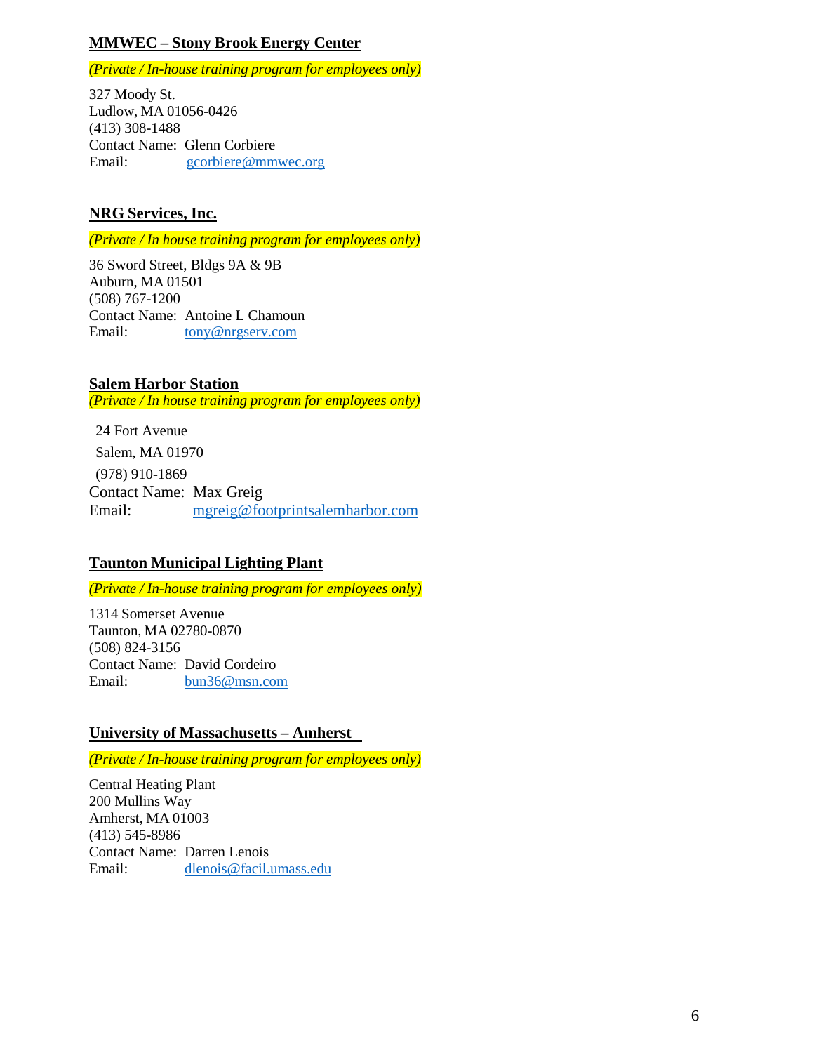**MMWEC – Stony Brook Energy Center**

*(Private / In-house training program for employees only)*

327 Moody St.
Ludlow, MA 01056-0426
(413) 308-1488
Contact Name: Glenn Corbiere
Email: gcorbiere@mmwec.org

**NRG Services, Inc.**

*(Private / In house training program for employees only)*

36 Sword Street, Bldgs 9A & 9B
Auburn, MA 01501
(508) 767-1200
Contact Name: Antoine L Chamoun
Email: tony@nrgserv.com

**Salem Harbor Station**

*(Private / In house training program for employees only)*

24 Fort Avenue
Salem, MA 01970
(978) 910-1869
Contact Name: Max Greig
Email: mgreig@footprintsalemharbor.com

**Taunton Municipal Lighting Plant**

*(Private / In-house training program for employees only)*

1314 Somerset Avenue
Taunton, MA 02780-0870
(508) 824-3156
Contact Name: David Cordeiro
Email: bun36@msn.com

**University of Massachusetts – Amherst**

*(Private / In-house training program for employees only)*

Central Heating Plant
200 Mullins Way
Amherst, MA 01003
(413) 545-8986
Contact Name: Darren Lenois
Email: dlenois@facil.umass.edu